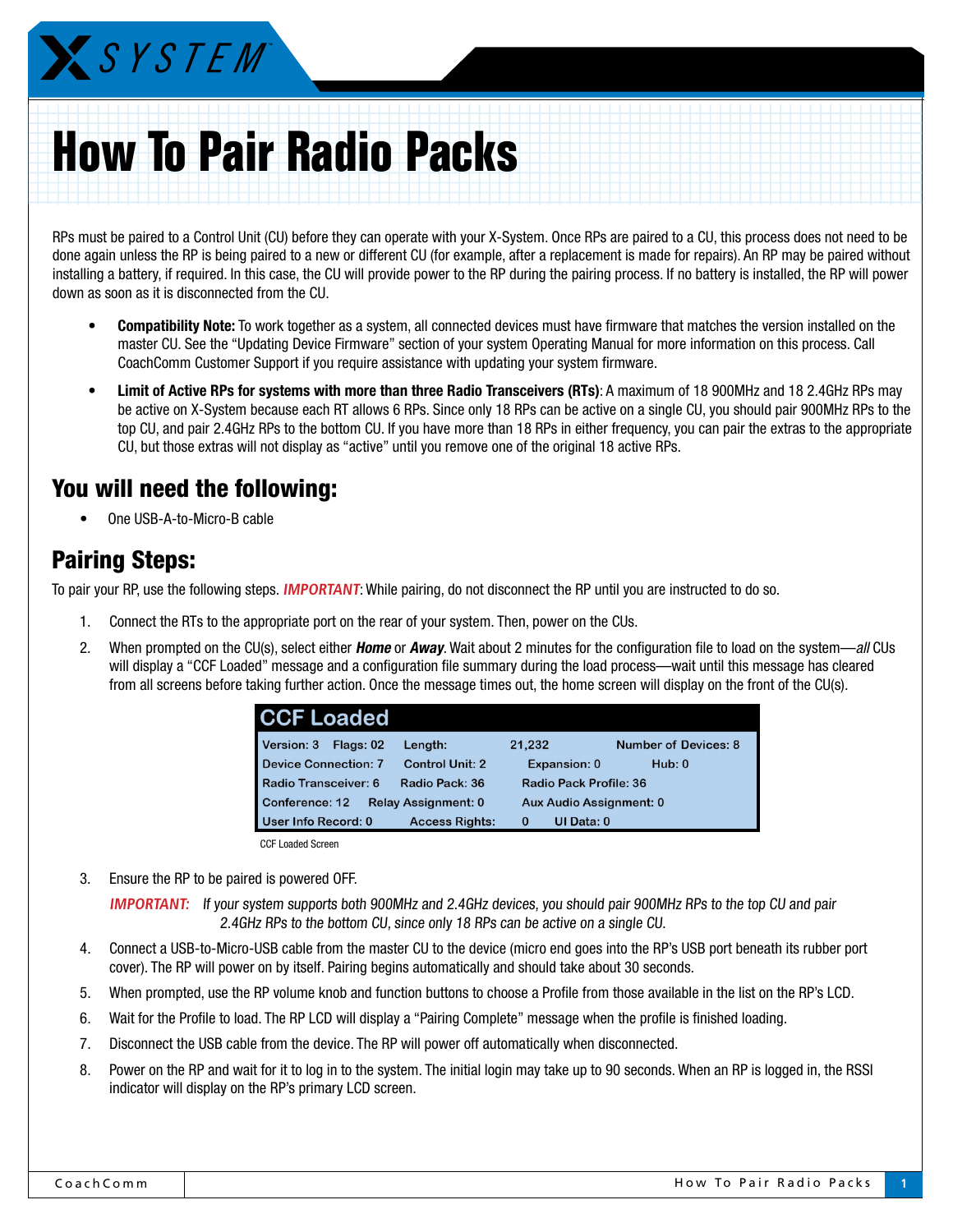# How To Pair Radio Packs

RPs must be paired to a Control Unit (CU) before they can operate with your X-System. Once RPs are paired to a CU, this process does not need to be done again unless the RP is being paired to a new or different CU (for example, after a replacement is made for repairs). An RP may be paired without installing a battery, if required. In this case, the CU will provide power to the RP during the pairing process. If no battery is installed, the RP will power down as soon as it is disconnected from the CU.

- **Compatibility Note:** To work together as a system, all connected devices must have firmware that matches the version installed on the master CU. See the "Updating Device Firmware" section of your system Operating Manual for more information on this process. Call CoachComm Customer Support if you require assistance with updating your system firmware.
- **Limit of Active RPs for systems with more than three Radio Transceivers (RTs)**: A maximum of 18 900MHz and 18 2.4GHz RPs may be active on X-System because each RT allows 6 RPs. Since only 18 RPs can be active on a single CU, you should pair 900MHz RPs to the top CU, and pair 2.4GHz RPs to the bottom CU. If you have more than 18 RPs in either frequency, you can pair the extras to the appropriate CU, but those extras will not display as "active" until you remove one of the original 18 active RPs.

## You will need the following:

- One USB-A-to-Micro-B cable

## Pairing Steps:

To pair your RP, use the following steps. ***IMPORTANT***: While pairing, do not disconnect the RP until you are instructed to do so.

1. Connect the RTs to the appropriate port on the rear of your system. Then, power on the CUs.
2. When prompted on the CU(s), select either ***Home*** or ***Away***. Wait about 2 minutes for the configuration file to load on the system—*all* CUs will display a "CCF Loaded" message and a configuration file summary during the load process—wait until this message has cleared from all screens before taking further action. Once the message times out, the home screen will display on the front of the CU(s).

| CCF Loaded | | | |
|---|---|---|---|
| Version: 3 Flags: 02 | Length: | 21,232 | Number of Devices: 8 |
| Device Connection: 7 | Control Unit: 2 | Expansion: 0 | Hub: 0 |
| Radio Transceiver: 6 | Radio Pack: 36 | Radio Pack Profile: 36 | |
| Conference: 12 | Relay Assignment: 0 | Aux Audio Assignment: 0 | |
| User Info Record: 0 | Access Rights: | 0 UI Data: 0 | |

CCF Loaded Screen

3. Ensure the RP to be paired is powered OFF.

   ***IMPORTANT:*** *If your system supports both 900MHz and 2.4GHz devices, you should pair 900MHz RPs to the top CU and pair 2.4GHz RPs to the bottom CU, since only 18 RPs can be active on a single CU.*

4. Connect a USB-to-Micro-USB cable from the master CU to the device (micro end goes into the RP's USB port beneath its rubber port cover). The RP will power on by itself. Pairing begins automatically and should take about 30 seconds.
5. When prompted, use the RP volume knob and function buttons to choose a Profile from those available in the list on the RP's LCD.
6. Wait for the Profile to load. The RP LCD will display a "Pairing Complete" message when the profile is finished loading.
7. Disconnect the USB cable from the device. The RP will power off automatically when disconnected.
8. Power on the RP and wait for it to log in to the system. The initial login may take up to 90 seconds. When an RP is logged in, the RSSI indicator will display on the RP's primary LCD screen.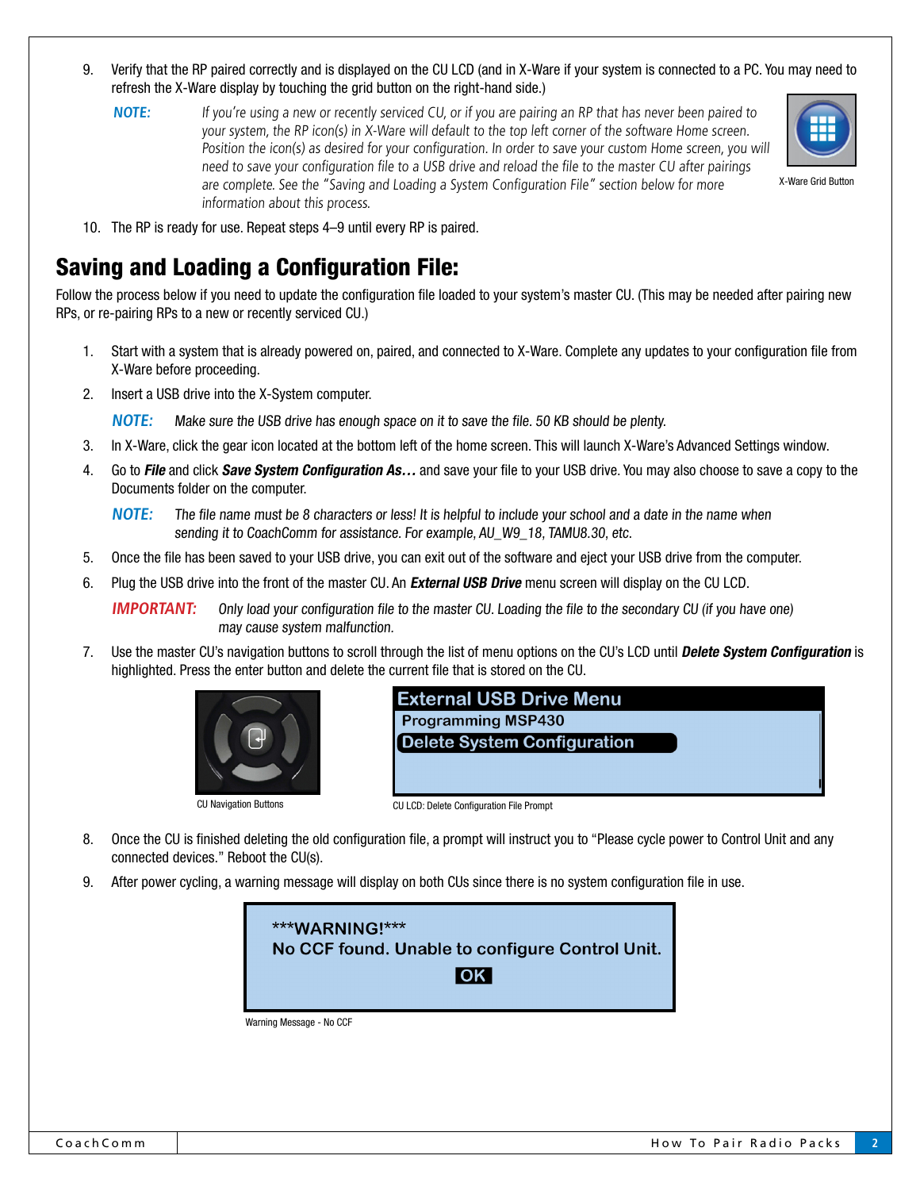9. Verify that the RP paired correctly and is displayed on the CU LCD (and in X-Ware if your system is connected to a PC. You may need to refresh the X-Ware display by touching the grid button on the right-hand side.)

   **NOTE:** *If you're using a new or recently serviced CU, or if you are pairing an RP that has never been paired to your system, the RP icon(s) in X-Ware will default to the top left corner of the software Home screen. Position the icon(s) as desired for your configuration. In order to save your custom Home screen, you will need to save your configuration file to a USB drive and reload the file to the master CU after pairings are complete. See the "Saving and Loading a System Configuration File" section below for more information about this process.*

   X-Ware Grid Button

10. The RP is ready for use. Repeat steps 4–9 until every RP is paired.

## Saving and Loading a Configuration File:

Follow the process below if you need to update the configuration file loaded to your system's master CU. (This may be needed after pairing new RPs, or re-pairing RPs to a new or recently serviced CU.)

1. Start with a system that is already powered on, paired, and connected to X-Ware. Complete any updates to your configuration file from X-Ware before proceeding.
2. Insert a USB drive into the X-System computer.

   **NOTE:** *Make sure the USB drive has enough space on it to save the file. 50 KB should be plenty.*

3. In X-Ware, click the gear icon located at the bottom left of the home screen. This will launch X-Ware's Advanced Settings window.
4. Go to ***File*** and click ***Save System Configuration As…*** and save your file to your USB drive. You may also choose to save a copy to the Documents folder on the computer.

   **NOTE:** *The file name must be 8 characters or less! It is helpful to include your school and a date in the name when sending it to CoachComm for assistance. For example, AU_W9_18, TAMU8.30, etc.*

5. Once the file has been saved to your USB drive, you can exit out of the software and eject your USB drive from the computer.
6. Plug the USB drive into the front of the master CU. An ***External USB Drive*** menu screen will display on the CU LCD.

   **IMPORTANT:** *Only load your configuration file to the master CU. Loading the file to the secondary CU (if you have one) may cause system malfunction.*

7. Use the master CU's navigation buttons to scroll through the list of menu options on the CU's LCD until ***Delete System Configuration*** is highlighted. Press the enter button and delete the current file that is stored on the CU.

   CU Navigation Buttons

   External USB Drive Menu
   Programming MSP430
   Delete System Configuration

   CU LCD: Delete Configuration File Prompt

8. Once the CU is finished deleting the old configuration file, a prompt will instruct you to "Please cycle power to Control Unit and any connected devices." Reboot the CU(s).
9. After power cycling, a warning message will display on both CUs since there is no system configuration file in use.

   \*\*\*WARNING!\*\*\*
   No CCF found. Unable to configure Control Unit.
   OK

   Warning Message - No CCF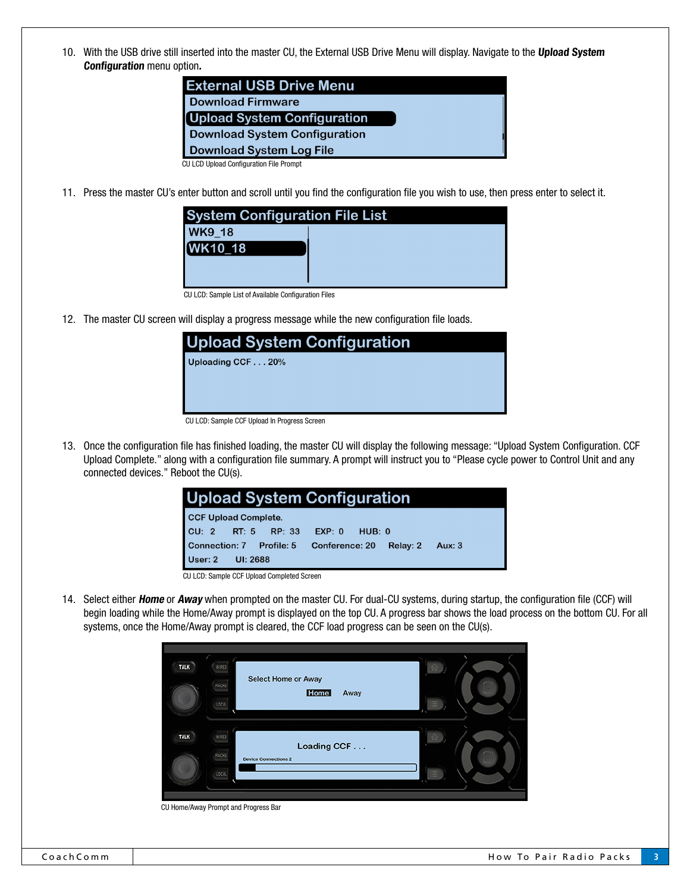10. With the USB drive still inserted into the master CU, the External USB Drive Menu will display. Navigate to the ***Upload System Configuration*** menu option**.**

CU LCD Upload Configuration File Prompt

11. Press the master CU's enter button and scroll until you find the configuration file you wish to use, then press enter to select it.

CU LCD: Sample List of Available Configuration Files

12. The master CU screen will display a progress message while the new configuration file loads.

CU LCD: Sample CCF Upload In Progress Screen

13. Once the configuration file has finished loading, the master CU will display the following message: "Upload System Configuration. CCF Upload Complete." along with a configuration file summary. A prompt will instruct you to "Please cycle power to Control Unit and any connected devices." Reboot the CU(s).

CU LCD: Sample CCF Upload Completed Screen

14. Select either ***Home*** or ***Away*** when prompted on the master CU. For dual-CU systems, during startup, the configuration file (CCF) will begin loading while the Home/Away prompt is displayed on the top CU. A progress bar shows the load process on the bottom CU. For all systems, once the Home/Away prompt is cleared, the CCF load progress can be seen on the CU(s).

CU Home/Away Prompt and Progress Bar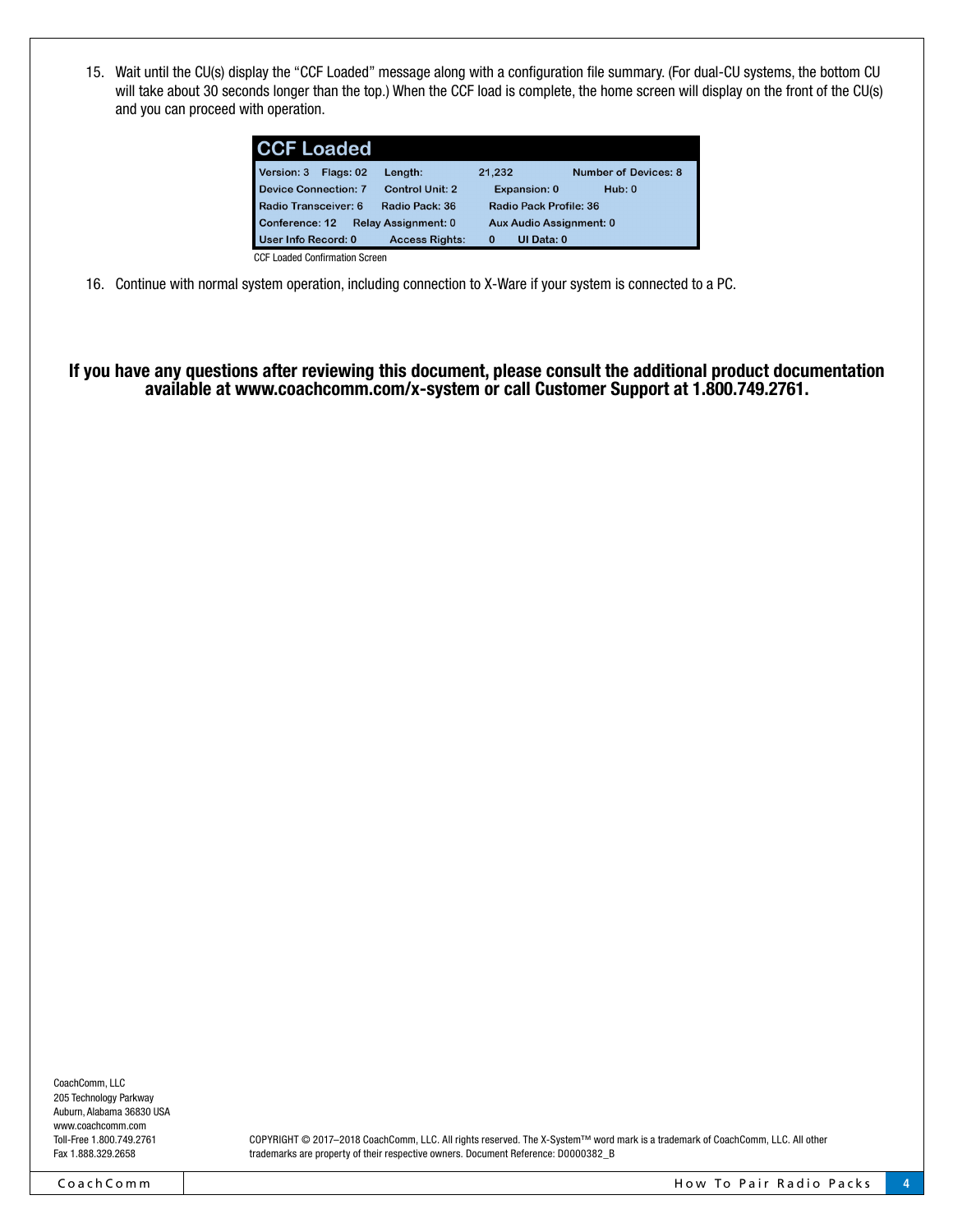15. Wait until the CU(s) display the “CCF Loaded” message along with a configuration file summary. (For dual-CU systems, the bottom CU will take about 30 seconds longer than the top.) When the CCF load is complete, the home screen will display on the front of the CU(s) and you can proceed with operation.

**CCF Loaded**

Version: 3 Flags: 02 Length: 21,232 Number of Devices: 8
Device Connection: 7 Control Unit: 2 Expansion: 0 Hub: 0
Radio Transceiver: 6 Radio Pack: 36 Radio Pack Profile: 36
Conference: 12 Relay Assignment: 0 Aux Audio Assignment: 0
User Info Record: 0 Access Rights: 0 UI Data: 0

CCF Loaded Confirmation Screen

16. Continue with normal system operation, including connection to X-Ware if your system is connected to a PC.

**If you have any questions after reviewing this document, please consult the additional product documentation available at www.coachcomm.com/x-system or call Customer Support at 1.800.749.2761.**

CoachComm, LLC
205 Technology Parkway
Auburn, Alabama 36830 USA
www.coachcomm.com
Toll-Free 1.800.749.2761
Fax 1.888.329.2658

COPYRIGHT © 2017–2018 CoachComm, LLC. All rights reserved. The X-System™ word mark is a trademark of CoachComm, LLC. All other trademarks are property of their respective owners. Document Reference: D0000382_B